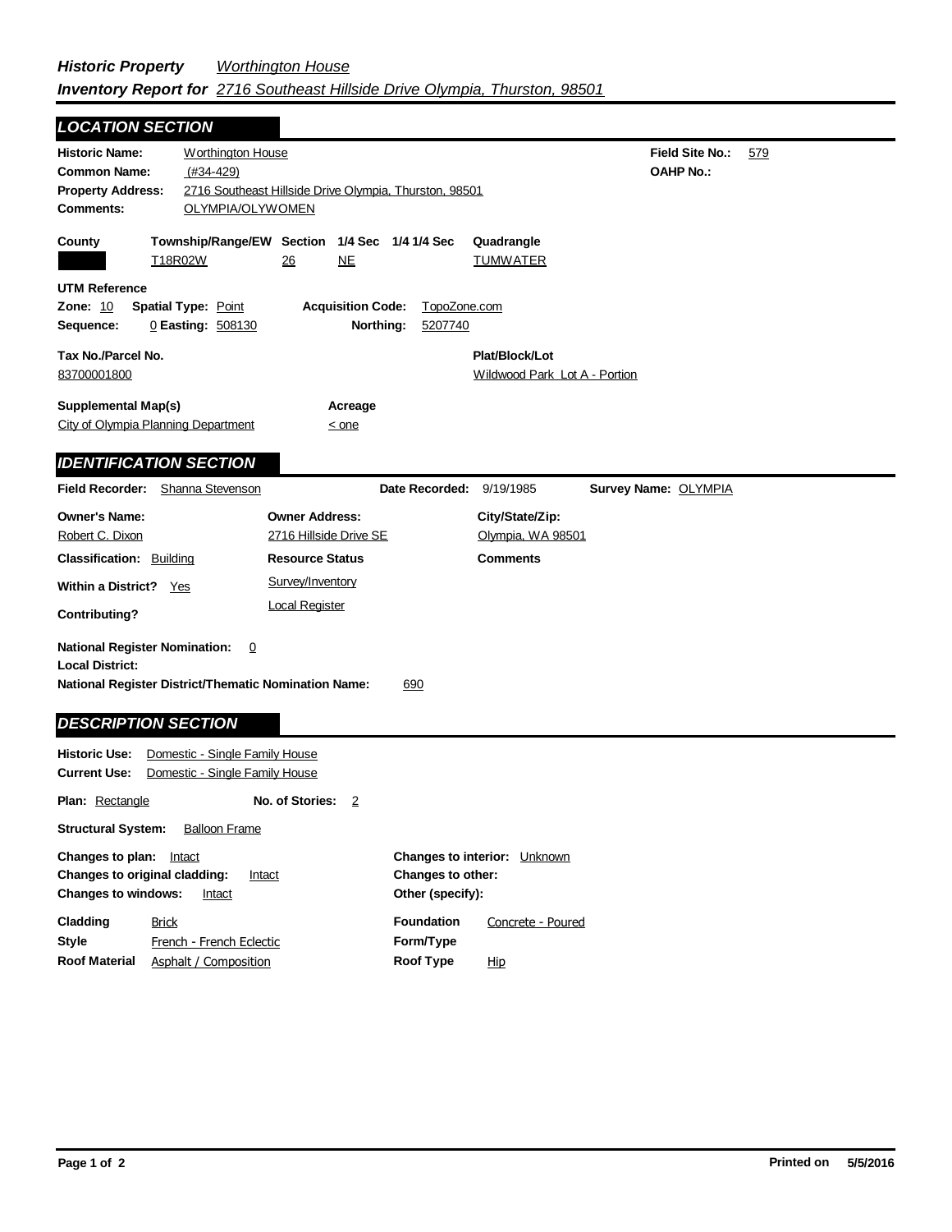# Historic Property Inventory Report for

***Historic Property*** *Worthington House*

***Inventory Report for*** *2716 Southeast Hillside Drive Olympia, Thurston, 98501*

## LOCATION SECTION

**Historic Name:** Worthington House

**Field Site No.:** 579

**Common Name:** (#34-429)

**OAHP No.:**

**Property Address:** 2716 Southeast Hillside Drive Olympia, Thurston, 98501

**Comments:** OLYMPIA/OLYWOMEN

| County | Township/Range/EW | Section | 1/4 Sec | 1/4 1/4 Sec | Quadrangle |
|---|---|---|---|---|---|
| | T18R02W | 26 | NE | | TUMWATER |

**UTM Reference**

**Zone:** 10 **Spatial Type:** Point **Acquisition Code:** TopoZone.com

**Sequence:** 0 **Easting:** 508130 **Northing:** 5207740

**Tax No./Parcel No.** 83700001800

**Plat/Block/Lot** Wildwood Park Lot A - Portion

**Supplemental Map(s)** City of Olympia Planning Department

**Acreage** < one

## IDENTIFICATION SECTION

**Field Recorder:** Shanna Stevenson **Date Recorded:** 9/19/1985 **Survey Name:** OLYMPIA

| Owner's Name: | Owner Address: | City/State/Zip: |
|---|---|---|
| Robert C. Dixon | 2716 Hillside Drive SE | Olympia, WA 98501 |

**Classification:** Building

**Resource Status:** Survey/Inventory; Local Register

**Comments**

**Within a District?** Yes

**Contributing?**

**National Register Nomination:** 0

**Local District:**

**National Register District/Thematic Nomination Name:** 690

## DESCRIPTION SECTION

**Historic Use:** Domestic - Single Family House

**Current Use:** Domestic - Single Family House

**Plan:** Rectangle **No. of Stories:** 2

**Structural System:** Balloon Frame

**Changes to plan:** Intact

**Changes to original cladding:** Intact

**Changes to windows:** Intact

**Changes to interior:** Unknown

**Changes to other:**

**Other (specify):**

**Cladding** Brick

**Style** French - French Eclectic

**Roof Material** Asphalt / Composition

**Foundation** Concrete - Poured

**Form/Type**

**Roof Type** Hip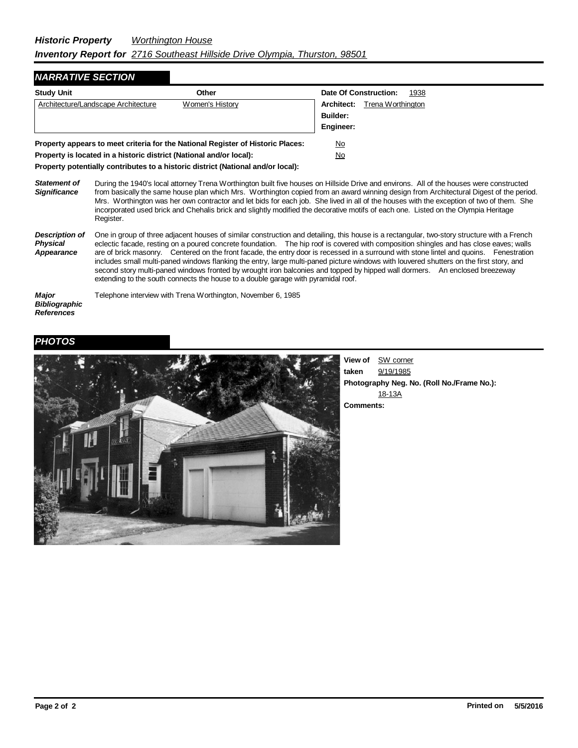**Historic Property** *Worthington House*

**Inventory Report for** *2716 Southeast Hillside Drive Olympia, Thurston, 98501*

## NARRATIVE SECTION

| Study Unit | Other | |
|---|---|---|
| Architecture/Landscape Architecture | Women's History | **Date Of Construction:** 1938 |
| | | **Architect:** Trena Worthington |
| | | **Builder:** |
| | | **Engineer:** |

**Property appears to meet criteria for the National Register of Historic Places:** No

**Property is located in a historic district (National and/or local):** No

**Property potentially contributes to a historic district (National and/or local):**

***Statement of Significance***

During the 1940's local attorney Trena Worthington built five houses on Hillside Drive and environs. All of the houses were constructed from basically the same house plan which Mrs. Worthington copied from an award winning design from Architectural Digest of the period. Mrs. Worthington was her own contractor and let bids for each job. She lived in all of the houses with the exception of two of them. She incorporated used brick and Chehalis brick and slightly modified the decorative motifs of each one. Listed on the Olympia Heritage Register.

***Description of Physical Appearance***

One in group of three adjacent houses of similar construction and detailing, this house is a rectangular, two-story structure with a French eclectic facade, resting on a poured concrete foundation. The hip roof is covered with composition shingles and has close eaves; walls are of brick masonry. Centered on the front facade, the entry door is recessed in a surround with stone lintel and quoins. Fenestration includes small multi-paned windows flanking the entry, large multi-paned picture windows with louvered shutters on the first story, and second story multi-paned windows fronted by wrought iron balconies and topped by hipped wall dormers. An enclosed breezeway extending to the south connects the house to a double garage with pyramidal roof.

***Major Bibliographic References***

Telephone interview with Trena Worthington, November 6, 1985

## PHOTOS

**View of** SW corner

**taken** 9/19/1985

**Photography Neg. No. (Roll No./Frame No.):** 18-13A

**Comments:**

**Printed on** 5/5/2016